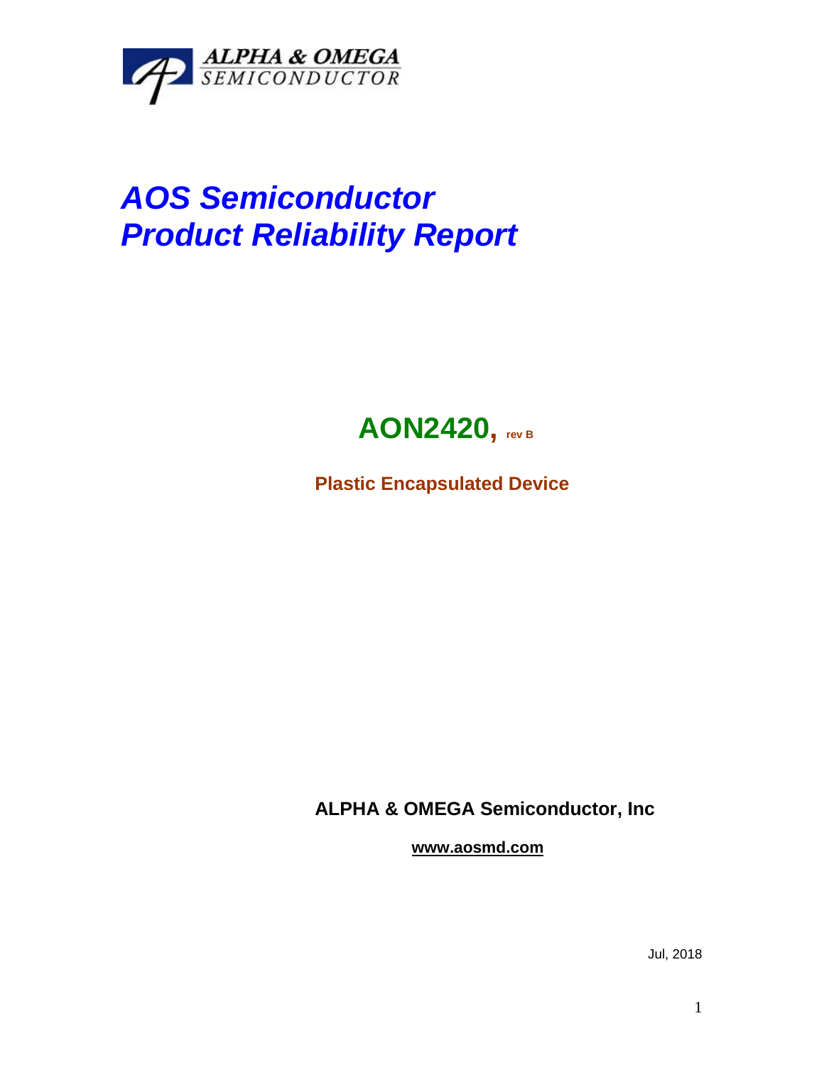ALPHA & OMEGA
SEMICONDUCTOR

# *AOS Semiconductor Product Reliability Report*

## **AON2420, rev B**

**Plastic Encapsulated Device**

**ALPHA & OMEGA Semiconductor, Inc**

**www.aosmd.com**

Jul, 2018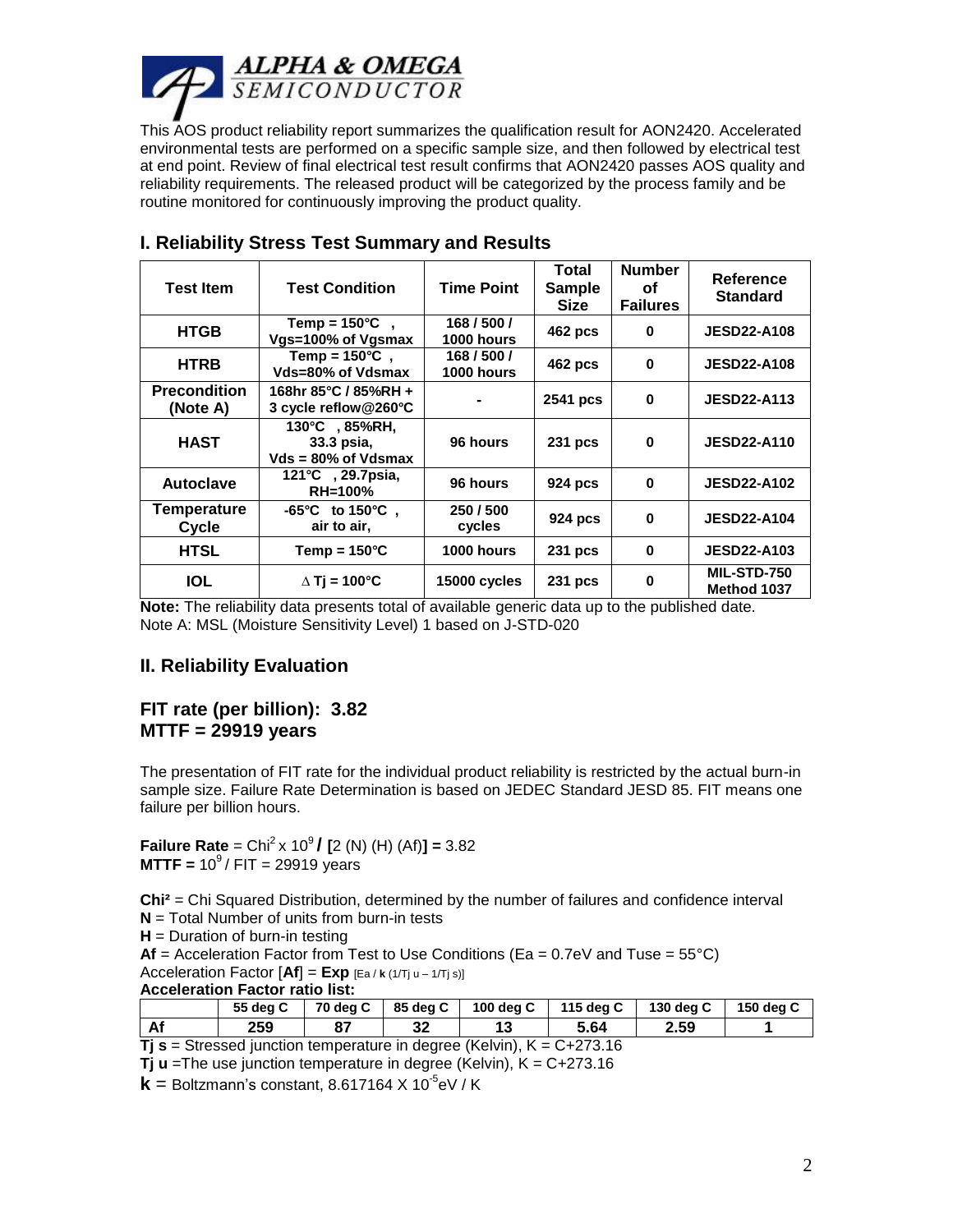ALPHA & OMEGA SEMICONDUCTOR

This AOS product reliability report summarizes the qualification result for AON2420. Accelerated environmental tests are performed on a specific sample size, and then followed by electrical test at end point. Review of final electrical test result confirms that AON2420 passes AOS quality and reliability requirements. The released product will be categorized by the process family and be routine monitored for continuously improving the product quality.

## I. Reliability Stress Test Summary and Results

| Test Item | Test Condition | Time Point | Total Sample Size | Number of Failures | Reference Standard |
|---|---|---|---|---|---|
| HTGB | Temp = 150°C , Vgs=100% of Vgsmax | 168 / 500 / 1000 hours | 462 pcs | 0 | JESD22-A108 |
| HTRB | Temp = 150°C , Vds=80% of Vdsmax | 168 / 500 / 1000 hours | 462 pcs | 0 | JESD22-A108 |
| Precondition (Note A) | 168hr 85°C / 85%RH + 3 cycle reflow@260°C | - | 2541 pcs | 0 | JESD22-A113 |
| HAST | 130°C , 85%RH, 33.3 psia, Vds = 80% of Vdsmax | 96 hours | 231 pcs | 0 | JESD22-A110 |
| Autoclave | 121°C , 29.7psia, RH=100% | 96 hours | 924 pcs | 0 | JESD22-A102 |
| Temperature Cycle | -65°C to 150°C , air to air, | 250 / 500 cycles | 924 pcs | 0 | JESD22-A104 |
| HTSL | Temp = 150°C | 1000 hours | 231 pcs | 0 | JESD22-A103 |
| IOL | $\Delta$ Tj = 100°C | 15000 cycles | 231 pcs | 0 | MIL-STD-750 Method 1037 |

**Note:** The reliability data presents total of available generic data up to the published date.
Note A: MSL (Moisture Sensitivity Level) 1 based on J-STD-020

## II. Reliability Evaluation

### FIT rate (per billion): 3.82
### MTTF = 29919 years

The presentation of FIT rate for the individual product reliability is restricted by the actual burn-in sample size. Failure Rate Determination is based on JEDEC Standard JESD 85. FIT means one failure per billion hours.

**Failure Rate** = $Chi^2 \times 10^9$ **/ [**2 (N) (H) (Af)**] =** 3.82
**MTTF =** $10^9$ / FIT = 29919 years

**Chi²** = Chi Squared Distribution, determined by the number of failures and confidence interval
**N** = Total Number of units from burn-in tests
**H** = Duration of burn-in testing
**Af** = Acceleration Factor from Test to Use Conditions (Ea = 0.7eV and Tuse = 55°C)
Acceleration Factor [**Af**] = **Exp** [Ea / **k** (1/Tj u – 1/Tj s)]

**Acceleration Factor ratio list:**

| | 55 deg C | 70 deg C | 85 deg C | 100 deg C | 115 deg C | 130 deg C | 150 deg C |
|---|---|---|---|---|---|---|---|
| Af | 259 | 87 | 32 | 13 | 5.64 | 2.59 | 1 |

**Tj s** = Stressed junction temperature in degree (Kelvin), K = C+273.16
**Tj u** =The use junction temperature in degree (Kelvin), K = C+273.16
**k** = Boltzmann's constant, $8.617164 \times 10^{-5}$eV / K